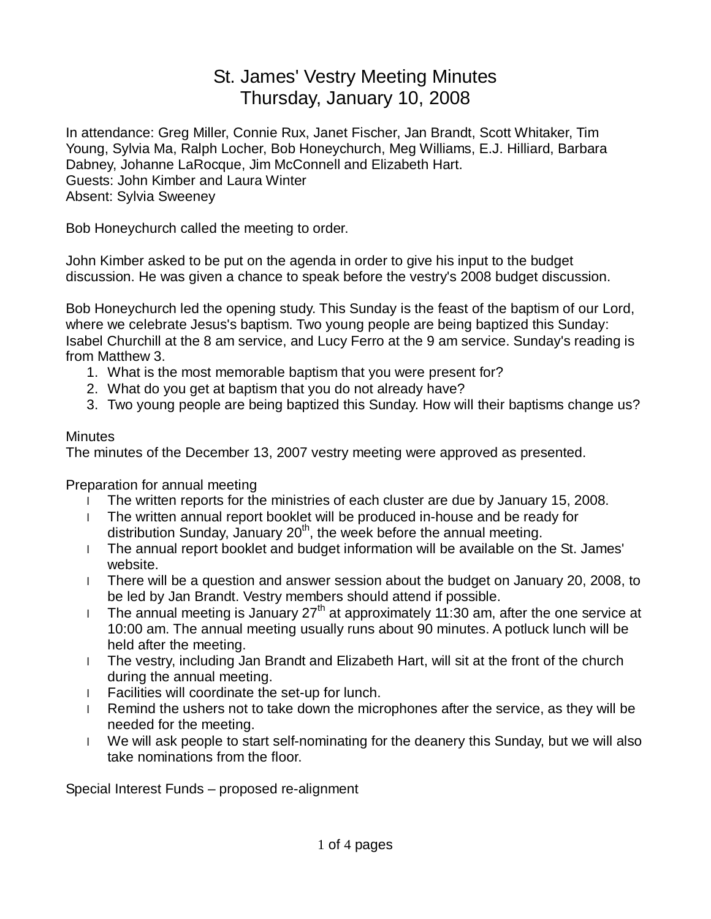# St. James' Vestry Meeting Minutes
# Thursday, January 10, 2008

In attendance: Greg Miller, Connie Rux, Janet Fischer, Jan Brandt, Scott Whitaker, Tim Young, Sylvia Ma, Ralph Locher, Bob Honeychurch, Meg Williams, E.J. Hilliard, Barbara Dabney, Johanne LaRocque, Jim McConnell and Elizabeth Hart.
Guests: John Kimber and Laura Winter
Absent: Sylvia Sweeney

Bob Honeychurch called the meeting to order.

John Kimber asked to be put on the agenda in order to give his input to the budget discussion. He was given a chance to speak before the vestry's 2008 budget discussion.

Bob Honeychurch led the opening study. This Sunday is the feast of the baptism of our Lord, where we celebrate Jesus's baptism. Two young people are being baptized this Sunday: Isabel Churchill at the 8 am service, and Lucy Ferro at the 9 am service. Sunday's reading is from Matthew 3.

1. What is the most memorable baptism that you were present for?
2. What do you get at baptism that you do not already have?
3. Two young people are being baptized this Sunday. How will their baptisms change us?

Minutes
The minutes of the December 13, 2007 vestry meeting were approved as presented.

Preparation for annual meeting

- The written reports for the ministries of each cluster are due by January 15, 2008.
- The written annual report booklet will be produced in-house and be ready for distribution Sunday, January 20th, the week before the annual meeting.
- The annual report booklet and budget information will be available on the St. James' website.
- There will be a question and answer session about the budget on January 20, 2008, to be led by Jan Brandt. Vestry members should attend if possible.
- The annual meeting is January 27th at approximately 11:30 am, after the one service at 10:00 am. The annual meeting usually runs about 90 minutes. A potluck lunch will be held after the meeting.
- The vestry, including Jan Brandt and Elizabeth Hart, will sit at the front of the church during the annual meeting.
- Facilities will coordinate the set-up for lunch.
- Remind the ushers not to take down the microphones after the service, as they will be needed for the meeting.
- We will ask people to start self-nominating for the deanery this Sunday, but we will also take nominations from the floor.

Special Interest Funds – proposed re-alignment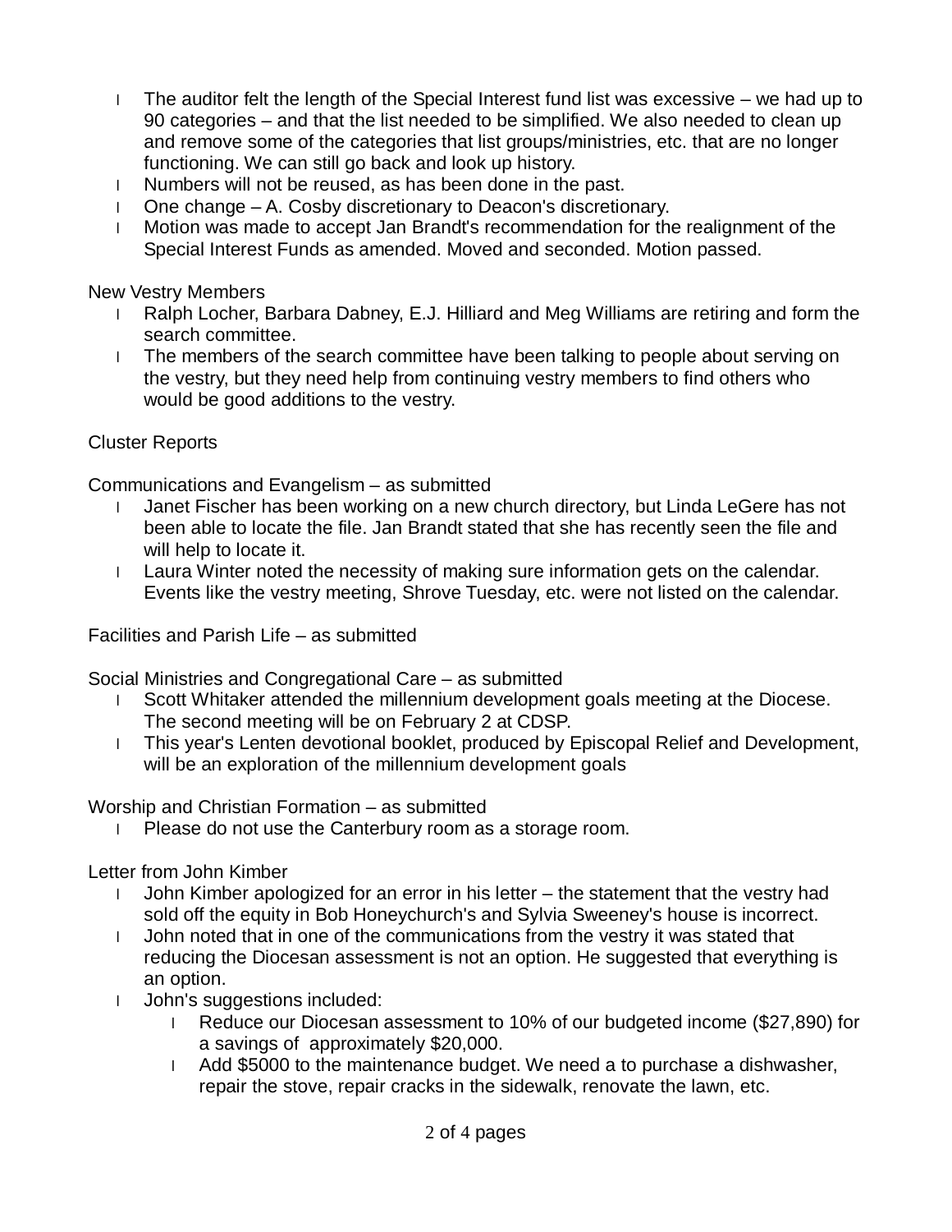- The auditor felt the length of the Special Interest fund list was excessive – we had up to 90 categories – and that the list needed to be simplified. We also needed to clean up and remove some of the categories that list groups/ministries, etc. that are no longer functioning. We can still go back and look up history.
- Numbers will not be reused, as has been done in the past.
- One change – A. Cosby discretionary to Deacon's discretionary.
- Motion was made to accept Jan Brandt's recommendation for the realignment of the Special Interest Funds as amended. Moved and seconded. Motion passed.

New Vestry Members

- Ralph Locher, Barbara Dabney, E.J. Hilliard and Meg Williams are retiring and form the search committee.
- The members of the search committee have been talking to people about serving on the vestry, but they need help from continuing vestry members to find others who would be good additions to the vestry.

Cluster Reports

Communications and Evangelism – as submitted

- Janet Fischer has been working on a new church directory, but Linda LeGere has not been able to locate the file. Jan Brandt stated that she has recently seen the file and will help to locate it.
- Laura Winter noted the necessity of making sure information gets on the calendar. Events like the vestry meeting, Shrove Tuesday, etc. were not listed on the calendar.

Facilities and Parish Life – as submitted

Social Ministries and Congregational Care – as submitted

- Scott Whitaker attended the millennium development goals meeting at the Diocese. The second meeting will be on February 2 at CDSP.
- This year's Lenten devotional booklet, produced by Episcopal Relief and Development, will be an exploration of the millennium development goals

Worship and Christian Formation – as submitted

- Please do not use the Canterbury room as a storage room.

Letter from John Kimber

- John Kimber apologized for an error in his letter – the statement that the vestry had sold off the equity in Bob Honeychurch's and Sylvia Sweeney's house is incorrect.
- John noted that in one of the communications from the vestry it was stated that reducing the Diocesan assessment is not an option. He suggested that everything is an option.
- John's suggestions included:
  - Reduce our Diocesan assessment to 10% of our budgeted income ($27,890) for a savings of approximately $20,000.
  - Add $5000 to the maintenance budget. We need a to purchase a dishwasher, repair the stove, repair cracks in the sidewalk, renovate the lawn, etc.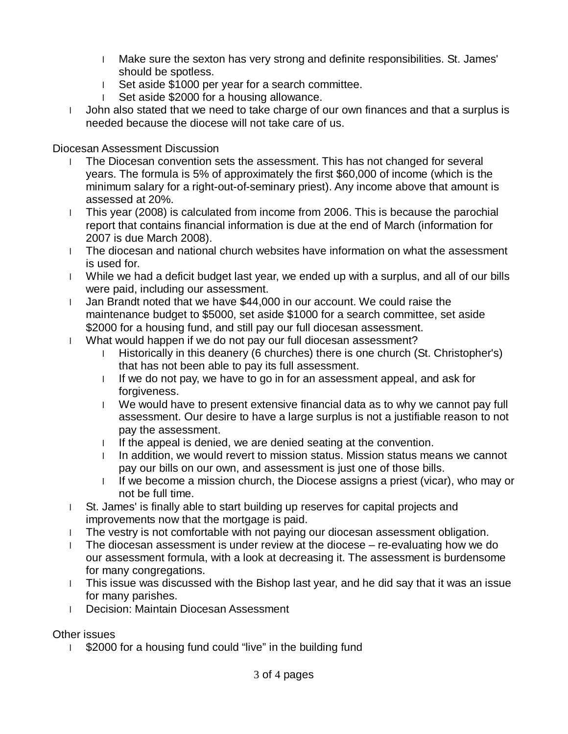- Make sure the sexton has very strong and definite responsibilities. St. James' should be spotless.
  - Set aside $1000 per year for a search committee.
  - Set aside $2000 for a housing allowance.
- John also stated that we need to take charge of our own finances and that a surplus is needed because the diocese will not take care of us.

Diocesan Assessment Discussion

- The Diocesan convention sets the assessment. This has not changed for several years. The formula is 5% of approximately the first $60,000 of income (which is the minimum salary for a right-out-of-seminary priest). Any income above that amount is assessed at 20%.
- This year (2008) is calculated from income from 2006. This is because the parochial report that contains financial information is due at the end of March (information for 2007 is due March 2008).
- The diocesan and national church websites have information on what the assessment is used for.
- While we had a deficit budget last year, we ended up with a surplus, and all of our bills were paid, including our assessment.
- Jan Brandt noted that we have $44,000 in our account. We could raise the maintenance budget to $5000, set aside $1000 for a search committee, set aside $2000 for a housing fund, and still pay our full diocesan assessment.
- What would happen if we do not pay our full diocesan assessment?
  - Historically in this deanery (6 churches) there is one church (St. Christopher's) that has not been able to pay its full assessment.
  - If we do not pay, we have to go in for an assessment appeal, and ask for forgiveness.
  - We would have to present extensive financial data as to why we cannot pay full assessment. Our desire to have a large surplus is not a justifiable reason to not pay the assessment.
  - If the appeal is denied, we are denied seating at the convention.
  - In addition, we would revert to mission status. Mission status means we cannot pay our bills on our own, and assessment is just one of those bills.
  - If we become a mission church, the Diocese assigns a priest (vicar), who may or not be full time.
- St. James' is finally able to start building up reserves for capital projects and improvements now that the mortgage is paid.
- The vestry is not comfortable with not paying our diocesan assessment obligation.
- The diocesan assessment is under review at the diocese – re-evaluating how we do our assessment formula, with a look at decreasing it. The assessment is burdensome for many congregations.
- This issue was discussed with the Bishop last year, and he did say that it was an issue for many parishes.
- Decision: Maintain Diocesan Assessment

Other issues

- $2000 for a housing fund could "live" in the building fund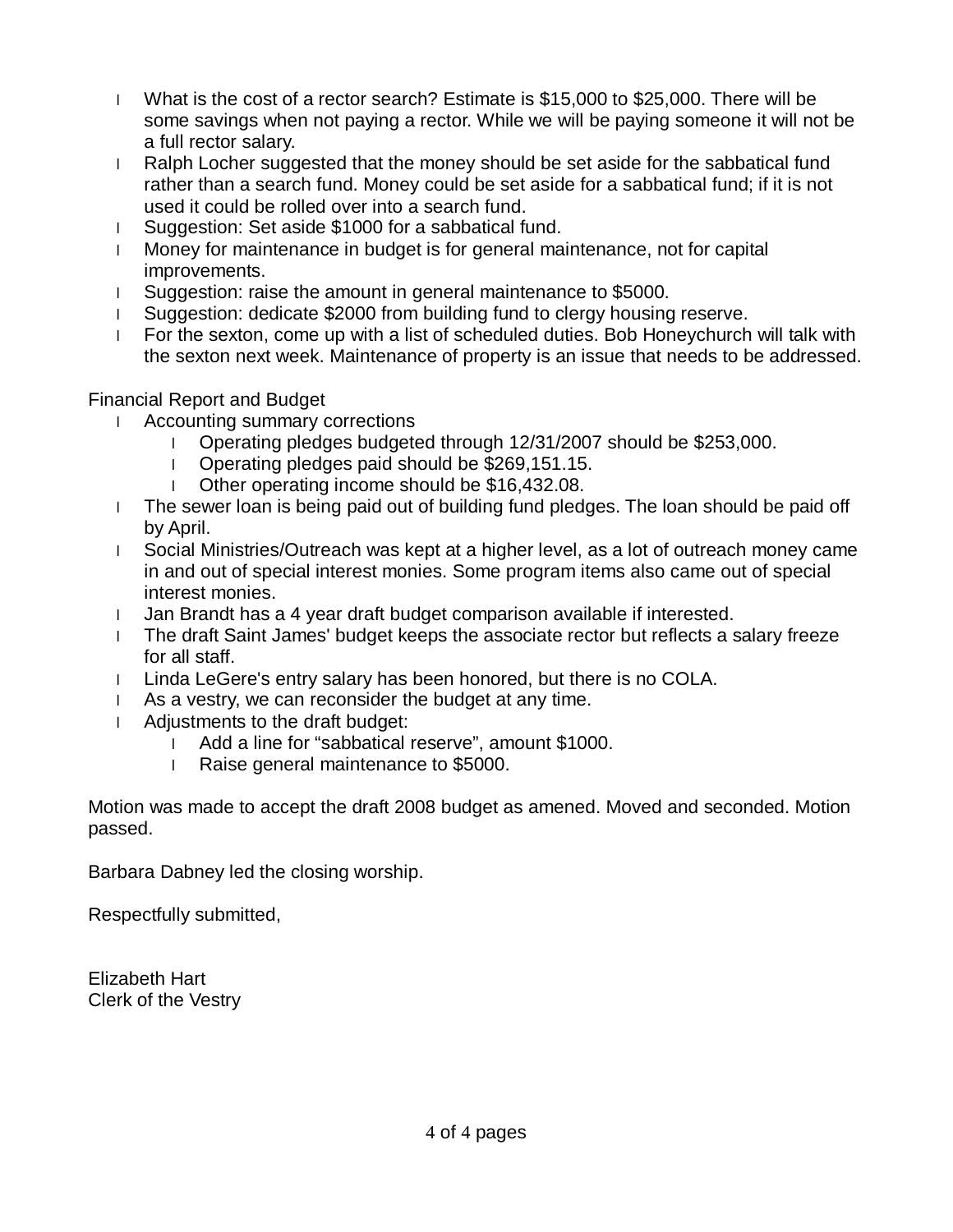- What is the cost of a rector search? Estimate is $15,000 to $25,000. There will be some savings when not paying a rector. While we will be paying someone it will not be a full rector salary.
- Ralph Locher suggested that the money should be set aside for the sabbatical fund rather than a search fund. Money could be set aside for a sabbatical fund; if it is not used it could be rolled over into a search fund.
- Suggestion: Set aside $1000 for a sabbatical fund.
- Money for maintenance in budget is for general maintenance, not for capital improvements.
- Suggestion: raise the amount in general maintenance to $5000.
- Suggestion: dedicate $2000 from building fund to clergy housing reserve.
- For the sexton, come up with a list of scheduled duties. Bob Honeychurch will talk with the sexton next week. Maintenance of property is an issue that needs to be addressed.

Financial Report and Budget

- Accounting summary corrections
  - Operating pledges budgeted through 12/31/2007 should be $253,000.
  - Operating pledges paid should be $269,151.15.
  - Other operating income should be $16,432.08.
- The sewer loan is being paid out of building fund pledges. The loan should be paid off by April.
- Social Ministries/Outreach was kept at a higher level, as a lot of outreach money came in and out of special interest monies. Some program items also came out of special interest monies.
- Jan Brandt has a 4 year draft budget comparison available if interested.
- The draft Saint James' budget keeps the associate rector but reflects a salary freeze for all staff.
- Linda LeGere's entry salary has been honored, but there is no COLA.
- As a vestry, we can reconsider the budget at any time.
- Adjustments to the draft budget:
  - Add a line for "sabbatical reserve", amount $1000.
  - Raise general maintenance to $5000.

Motion was made to accept the draft 2008 budget as amened. Moved and seconded. Motion passed.

Barbara Dabney led the closing worship.

Respectfully submitted,

Elizabeth Hart
Clerk of the Vestry